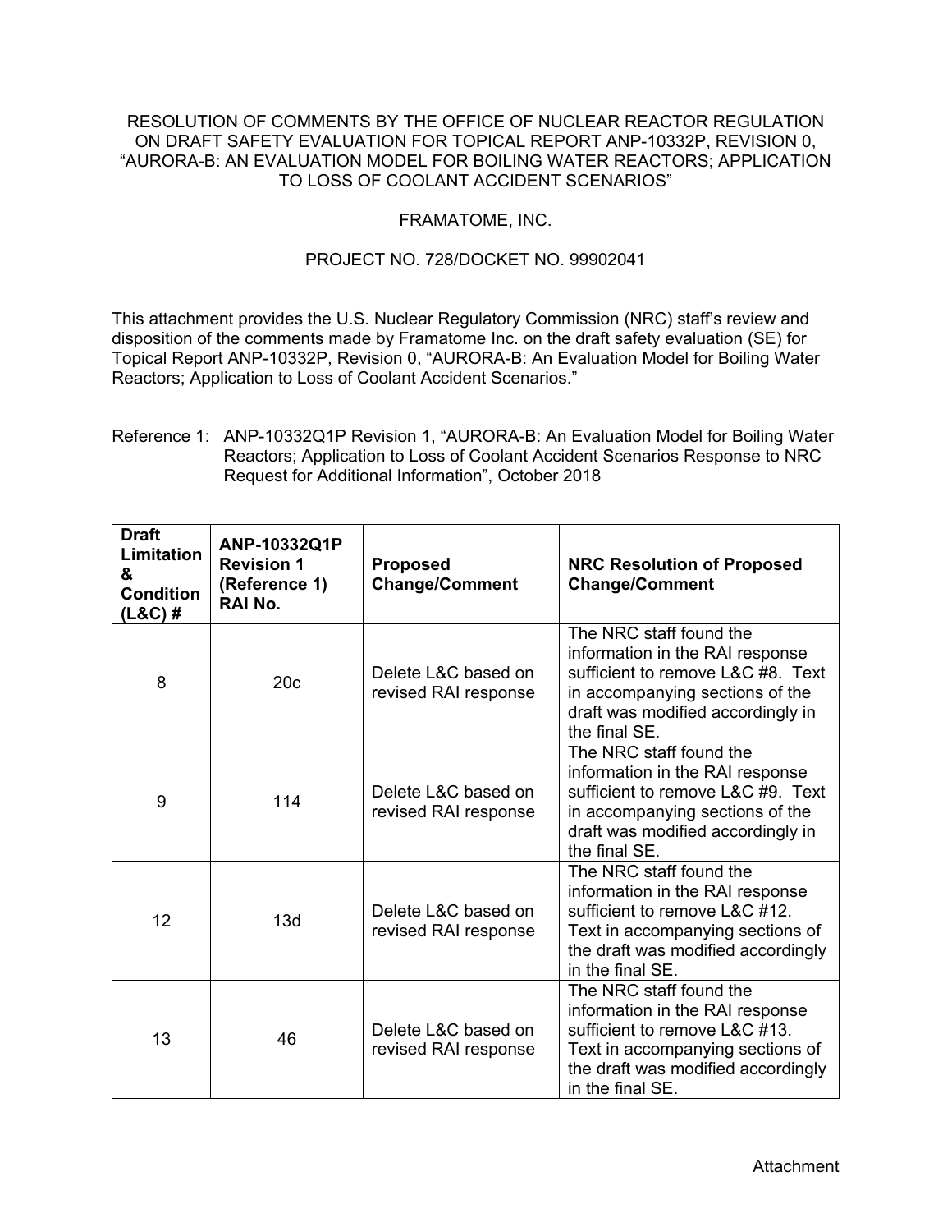RESOLUTION OF COMMENTS BY THE OFFICE OF NUCLEAR REACTOR REGULATION ON DRAFT SAFETY EVALUATION FOR TOPICAL REPORT ANP-10332P, REVISION 0, "AURORA-B: AN EVALUATION MODEL FOR BOILING WATER REACTORS; APPLICATION TO LOSS OF COOLANT ACCIDENT SCENARIOS"

FRAMATOME, INC.

PROJECT NO. 728/DOCKET NO. 99902041

This attachment provides the U.S. Nuclear Regulatory Commission (NRC) staff's review and disposition of the comments made by Framatome Inc. on the draft safety evaluation (SE) for Topical Report ANP-10332P, Revision 0, "AURORA-B: An Evaluation Model for Boiling Water Reactors; Application to Loss of Coolant Accident Scenarios."

Reference 1: ANP-10332Q1P Revision 1, "AURORA-B: An Evaluation Model for Boiling Water Reactors; Application to Loss of Coolant Accident Scenarios Response to NRC Request for Additional Information", October 2018

| Draft Limitation & Condition (L&C) # | ANP-10332Q1P Revision 1 (Reference 1) RAI No. | Proposed Change/Comment | NRC Resolution of Proposed Change/Comment |
|---|---|---|---|
| 8 | 20c | Delete L&C based on revised RAI response | The NRC staff found the information in the RAI response sufficient to remove L&C #8. Text in accompanying sections of the draft was modified accordingly in the final SE. |
| 9 | 114 | Delete L&C based on revised RAI response | The NRC staff found the information in the RAI response sufficient to remove L&C #9. Text in accompanying sections of the draft was modified accordingly in the final SE. |
| 12 | 13d | Delete L&C based on revised RAI response | The NRC staff found the information in the RAI response sufficient to remove L&C #12. Text in accompanying sections of the draft was modified accordingly in the final SE. |
| 13 | 46 | Delete L&C based on revised RAI response | The NRC staff found the information in the RAI response sufficient to remove L&C #13. Text in accompanying sections of the draft was modified accordingly in the final SE. |

Attachment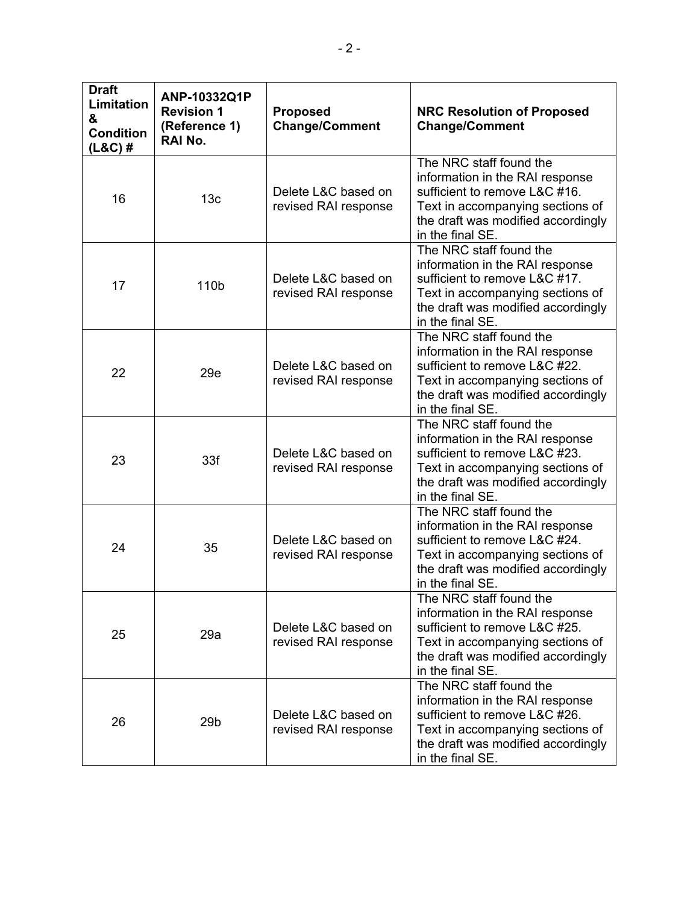| Draft Limitation & Condition (L&C) # | ANP-10332Q1P Revision 1 (Reference 1) RAI No. | Proposed Change/Comment | NRC Resolution of Proposed Change/Comment |
|---|---|---|---|
| 16 | 13c | Delete L&C based on revised RAI response | The NRC staff found the information in the RAI response sufficient to remove L&C #16. Text in accompanying sections of the draft was modified accordingly in the final SE. |
| 17 | 110b | Delete L&C based on revised RAI response | The NRC staff found the information in the RAI response sufficient to remove L&C #17. Text in accompanying sections of the draft was modified accordingly in the final SE. |
| 22 | 29e | Delete L&C based on revised RAI response | The NRC staff found the information in the RAI response sufficient to remove L&C #22. Text in accompanying sections of the draft was modified accordingly in the final SE. |
| 23 | 33f | Delete L&C based on revised RAI response | The NRC staff found the information in the RAI response sufficient to remove L&C #23. Text in accompanying sections of the draft was modified accordingly in the final SE. |
| 24 | 35 | Delete L&C based on revised RAI response | The NRC staff found the information in the RAI response sufficient to remove L&C #24. Text in accompanying sections of the draft was modified accordingly in the final SE. |
| 25 | 29a | Delete L&C based on revised RAI response | The NRC staff found the information in the RAI response sufficient to remove L&C #25. Text in accompanying sections of the draft was modified accordingly in the final SE. |
| 26 | 29b | Delete L&C based on revised RAI response | The NRC staff found the information in the RAI response sufficient to remove L&C #26. Text in accompanying sections of the draft was modified accordingly in the final SE. |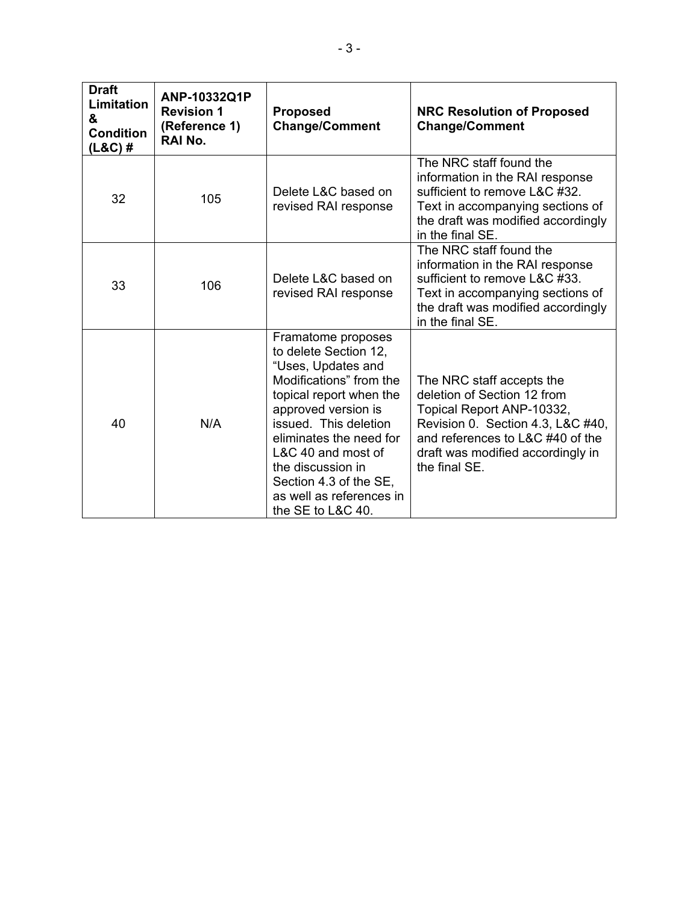| Draft Limitation & Condition (L&C) # | ANP-10332Q1P Revision 1 (Reference 1) RAI No. | Proposed Change/Comment | NRC Resolution of Proposed Change/Comment |
|---|---|---|---|
| 32 | 105 | Delete L&C based on revised RAI response | The NRC staff found the information in the RAI response sufficient to remove L&C #32. Text in accompanying sections of the draft was modified accordingly in the final SE. |
| 33 | 106 | Delete L&C based on revised RAI response | The NRC staff found the information in the RAI response sufficient to remove L&C #33. Text in accompanying sections of the draft was modified accordingly in the final SE. |
| 40 | N/A | Framatome proposes to delete Section 12, "Uses, Updates and Modifications" from the topical report when the approved version is issued. This deletion eliminates the need for L&C 40 and most of the discussion in Section 4.3 of the SE, as well as references in the SE to L&C 40. | The NRC staff accepts the deletion of Section 12 from Topical Report ANP-10332, Revision 0. Section 4.3, L&C #40, and references to L&C #40 of the draft was modified accordingly in the final SE. |